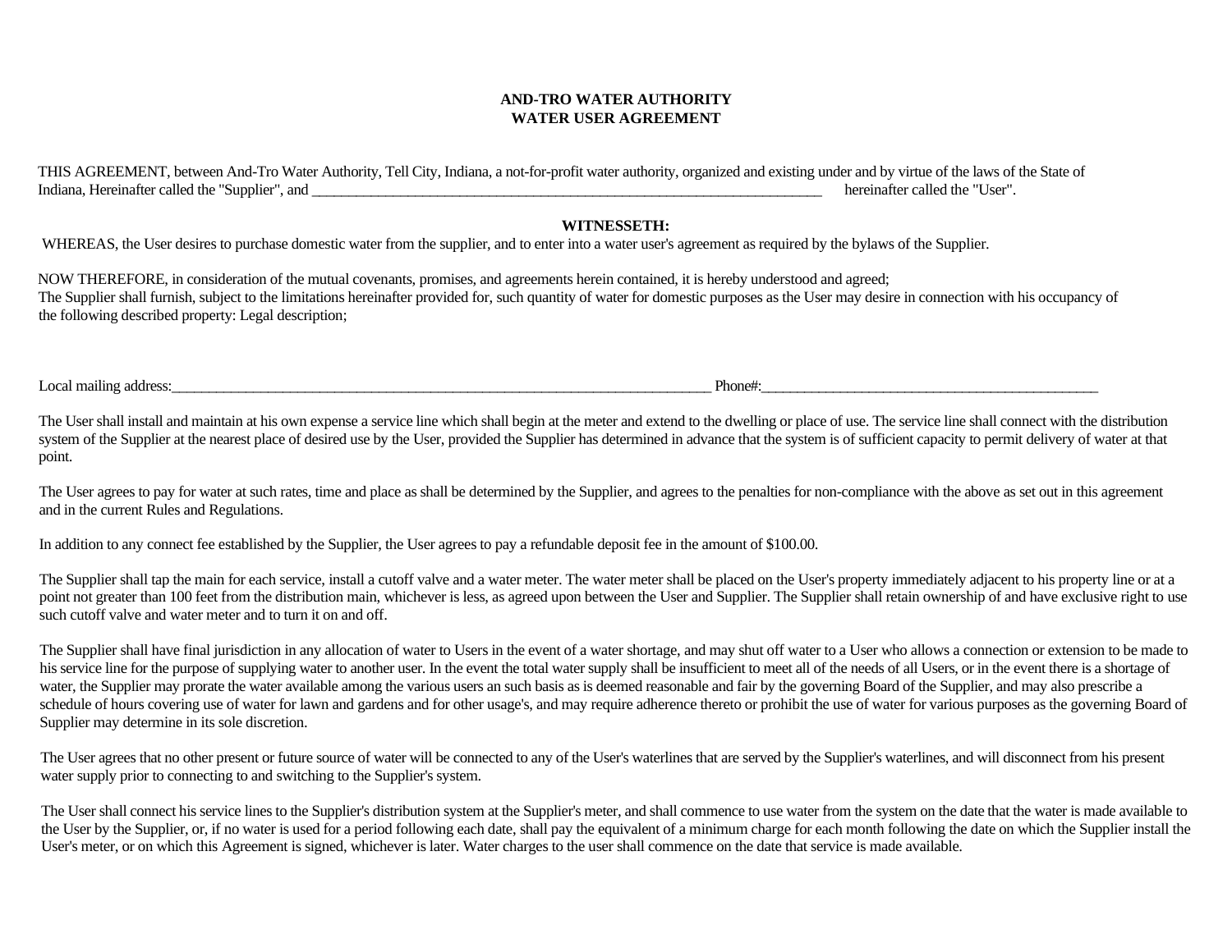**AND-TRO WATER AUTHORITY**
**WATER USER AGREEMENT**

THIS AGREEMENT, between And-Tro Water Authority, Tell City, Indiana, a not-for-profit water authority, organized and existing under and by virtue of the laws of the State of Indiana, Hereinafter called the "Supplier", and ___________________________________________________________________________ hereinafter called the "User".

**WITNESSETH:**

WHEREAS, the User desires to purchase domestic water from the supplier, and to enter into a water user's agreement as required by the bylaws of the Supplier.

NOW THEREFORE, in consideration of the mutual covenants, promises, and agreements herein contained, it is hereby understood and agreed;
The Supplier shall furnish, subject to the limitations hereinafter provided for, such quantity of water for domestic purposes as the User may desire in connection with his occupancy of the following described property: Legal description;

Local mailing address:_______________________________________________________________________________ Phone#:_________________________________________________

The User shall install and maintain at his own expense a service line which shall begin at the meter and extend to the dwelling or place of use. The service line shall connect with the distribution system of the Supplier at the nearest place of desired use by the User, provided the Supplier has determined in advance that the system is of sufficient capacity to permit delivery of water at that point.

The User agrees to pay for water at such rates, time and place as shall be determined by the Supplier, and agrees to the penalties for non-compliance with the above as set out in this agreement and in the current Rules and Regulations.

In addition to any connect fee established by the Supplier, the User agrees to pay a refundable deposit fee in the amount of $100.00.

The Supplier shall tap the main for each service, install a cutoff valve and a water meter. The water meter shall be placed on the User's property immediately adjacent to his property line or at a point not greater than 100 feet from the distribution main, whichever is less, as agreed upon between the User and Supplier. The Supplier shall retain ownership of and have exclusive right to use such cutoff valve and water meter and to turn it on and off.

The Supplier shall have final jurisdiction in any allocation of water to Users in the event of a water shortage, and may shut off water to a User who allows a connection or extension to be made to his service line for the purpose of supplying water to another user. In the event the total water supply shall be insufficient to meet all of the needs of all Users, or in the event there is a shortage of water, the Supplier may prorate the water available among the various users an such basis as is deemed reasonable and fair by the governing Board of the Supplier, and may also prescribe a schedule of hours covering use of water for lawn and gardens and for other usage's, and may require adherence thereto or prohibit the use of water for various purposes as the governing Board of Supplier may determine in its sole discretion.

The User agrees that no other present or future source of water will be connected to any of the User's waterlines that are served by the Supplier's waterlines, and will disconnect from his present water supply prior to connecting to and switching to the Supplier's system.

The User shall connect his service lines to the Supplier's distribution system at the Supplier's meter, and shall commence to use water from the system on the date that the water is made available to the User by the Supplier, or, if no water is used for a period following each date, shall pay the equivalent of a minimum charge for each month following the date on which the Supplier install the User's meter, or on which this Agreement is signed, whichever is later. Water charges to the user shall commence on the date that service is made available.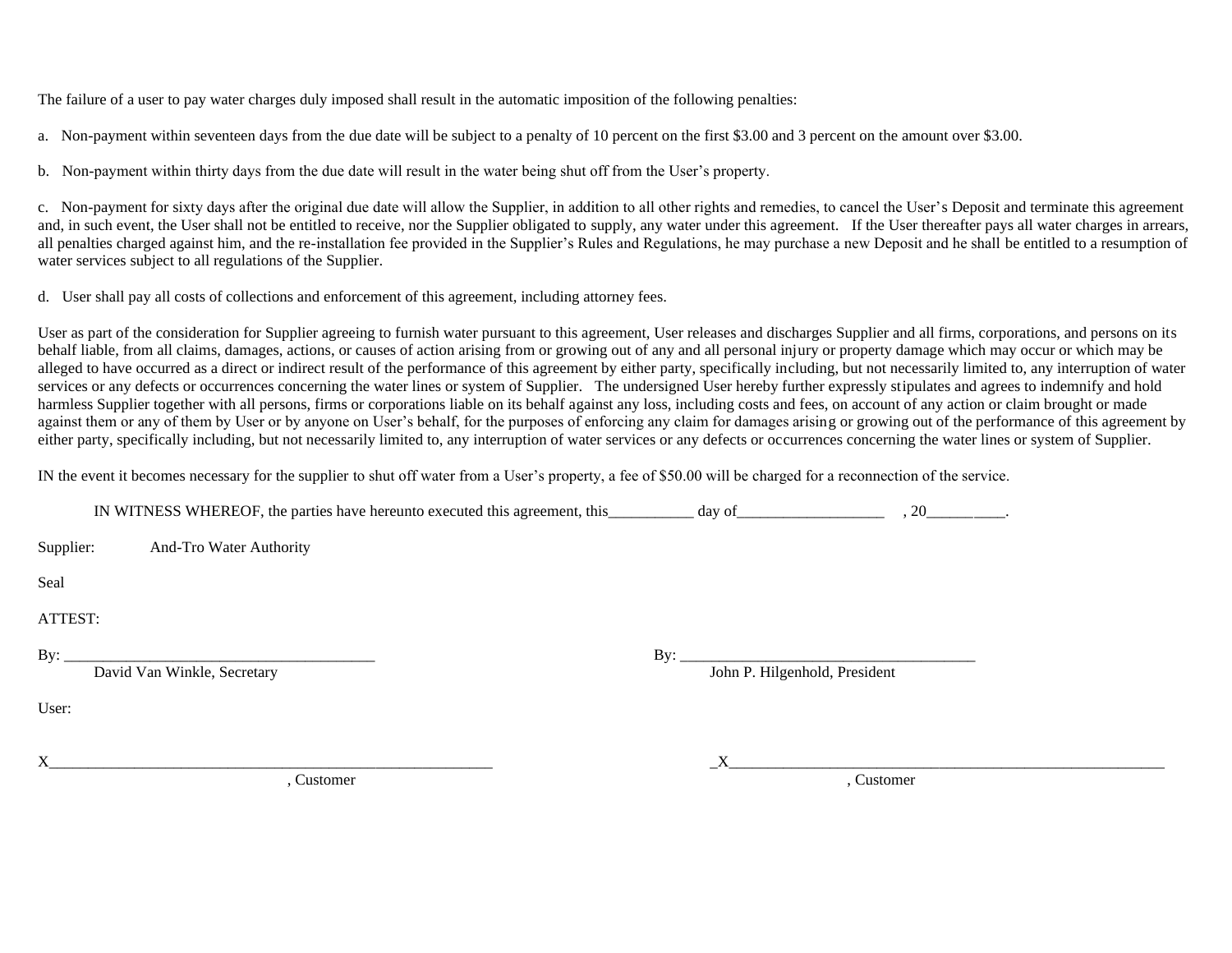The failure of a user to pay water charges duly imposed shall result in the automatic imposition of the following penalties:

a. Non-payment within seventeen days from the due date will be subject to a penalty of 10 percent on the first $3.00 and 3 percent on the amount over $3.00.

b. Non-payment within thirty days from the due date will result in the water being shut off from the User's property.

c. Non-payment for sixty days after the original due date will allow the Supplier, in addition to all other rights and remedies, to cancel the User's Deposit and terminate this agreement and, in such event, the User shall not be entitled to receive, nor the Supplier obligated to supply, any water under this agreement. If the User thereafter pays all water charges in arrears, all penalties charged against him, and the re-installation fee provided in the Supplier's Rules and Regulations, he may purchase a new Deposit and he shall be entitled to a resumption of water services subject to all regulations of the Supplier.

d. User shall pay all costs of collections and enforcement of this agreement, including attorney fees.

User as part of the consideration for Supplier agreeing to furnish water pursuant to this agreement, User releases and discharges Supplier and all firms, corporations, and persons on its behalf liable, from all claims, damages, actions, or causes of action arising from or growing out of any and all personal injury or property damage which may occur or which may be alleged to have occurred as a direct or indirect result of the performance of this agreement by either party, specifically including, but not necessarily limited to, any interruption of water services or any defects or occurrences concerning the water lines or system of Supplier. The undersigned User hereby further expressly stipulates and agrees to indemnify and hold harmless Supplier together with all persons, firms or corporations liable on its behalf against any loss, including costs and fees, on account of any action or claim brought or made against them or any of them by User or by anyone on User's behalf, for the purposes of enforcing any claim for damages arising or growing out of the performance of this agreement by either party, specifically including, but not necessarily limited to, any interruption of water services or any defects or occurrences concerning the water lines or system of Supplier.

IN the event it becomes necessary for the supplier to shut off water from a User's property, a fee of $50.00 will be charged for a reconnection of the service.

IN WITNESS WHEREOF, the parties have hereunto executed this agreement, this___________ day of___________________ , 20__________.

Supplier: And-Tro Water Authority

Seal

ATTEST:

By: ________________________________________
David Van Winkle, Secretary

By: _____________________________________
John P. Hilgenhold, President

User:

X_______________________________________________________
, Customer

_X_______________________________________________________
, Customer